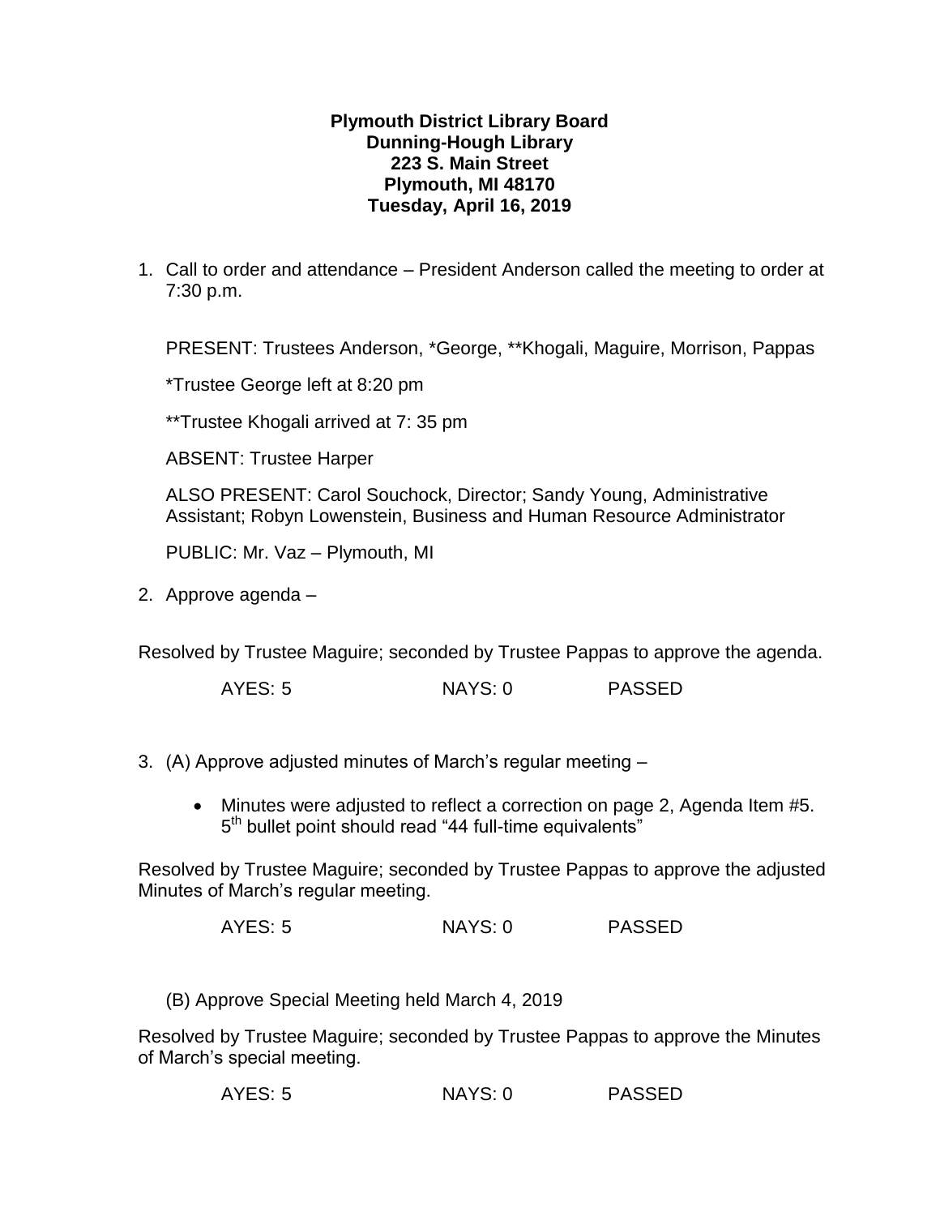**Plymouth District Library Board**
**Dunning-Hough Library**
**223 S. Main Street**
**Plymouth, MI 48170**
**Tuesday, April 16, 2019**

1. Call to order and attendance – President Anderson called the meeting to order at 7:30 p.m.

   PRESENT: Trustees Anderson, *George, **Khogali, Maguire, Morrison, Pappas

   *Trustee George left at 8:20 pm

   **Trustee Khogali arrived at 7: 35 pm

   ABSENT: Trustee Harper

   ALSO PRESENT: Carol Souchock, Director; Sandy Young, Administrative Assistant; Robyn Lowenstein, Business and Human Resource Administrator

   PUBLIC: Mr. Vaz – Plymouth, MI

2. Approve agenda –

Resolved by Trustee Maguire; seconded by Trustee Pappas to approve the agenda.

AYES: 5 NAYS: 0 PASSED

3. (A) Approve adjusted minutes of March's regular meeting –

   - Minutes were adjusted to reflect a correction on page 2, Agenda Item #5. 5th bullet point should read "44 full-time equivalents"

Resolved by Trustee Maguire; seconded by Trustee Pappas to approve the adjusted Minutes of March's regular meeting.

AYES: 5 NAYS: 0 PASSED

(B) Approve Special Meeting held March 4, 2019

Resolved by Trustee Maguire; seconded by Trustee Pappas to approve the Minutes of March's special meeting.

AYES: 5 NAYS: 0 PASSED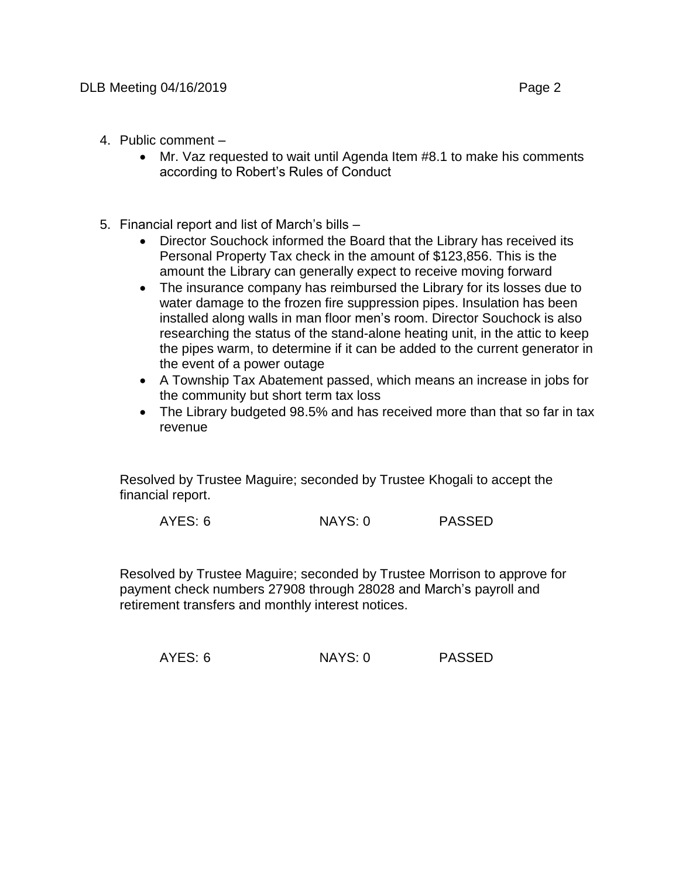4. Public comment –
    - Mr. Vaz requested to wait until Agenda Item #8.1 to make his comments according to Robert's Rules of Conduct

5. Financial report and list of March's bills –
    - Director Souchock informed the Board that the Library has received its Personal Property Tax check in the amount of $123,856. This is the amount the Library can generally expect to receive moving forward
    - The insurance company has reimbursed the Library for its losses due to water damage to the frozen fire suppression pipes. Insulation has been installed along walls in man floor men's room. Director Souchock is also researching the status of the stand-alone heating unit, in the attic to keep the pipes warm, to determine if it can be added to the current generator in the event of a power outage
    - A Township Tax Abatement passed, which means an increase in jobs for the community but short term tax loss
    - The Library budgeted 98.5% and has received more than that so far in tax revenue

Resolved by Trustee Maguire; seconded by Trustee Khogali to accept the financial report.

AYES: 6 NAYS: 0 PASSED

Resolved by Trustee Maguire; seconded by Trustee Morrison to approve for payment check numbers 27908 through 28028 and March's payroll and retirement transfers and monthly interest notices.

AYES: 6 NAYS: 0 PASSED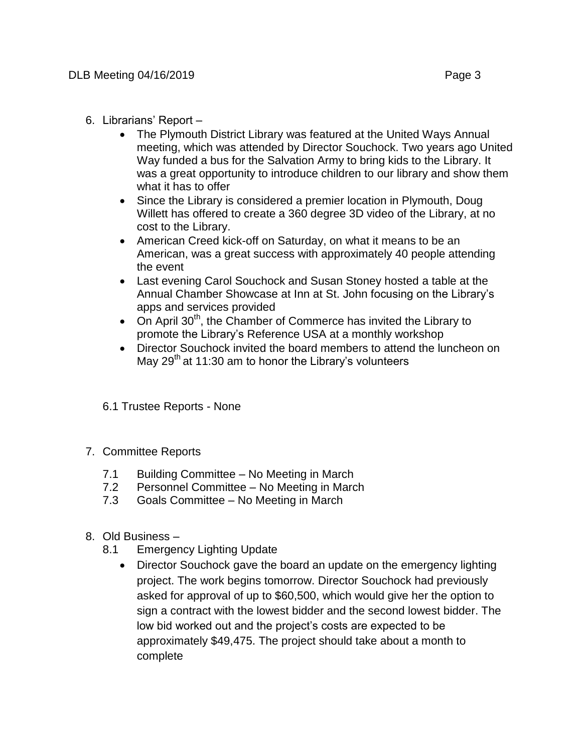6. Librarians' Report –
   - The Plymouth District Library was featured at the United Ways Annual meeting, which was attended by Director Souchock. Two years ago United Way funded a bus for the Salvation Army to bring kids to the Library. It was a great opportunity to introduce children to our library and show them what it has to offer
   - Since the Library is considered a premier location in Plymouth, Doug Willett has offered to create a 360 degree 3D video of the Library, at no cost to the Library.
   - American Creed kick-off on Saturday, on what it means to be an American, was a great success with approximately 40 people attending the event
   - Last evening Carol Souchock and Susan Stoney hosted a table at the Annual Chamber Showcase at Inn at St. John focusing on the Library's apps and services provided
   - On April 30th, the Chamber of Commerce has invited the Library to promote the Library's Reference USA at a monthly workshop
   - Director Souchock invited the board members to attend the luncheon on May 29th at 11:30 am to honor the Library's volunteers

   6.1 Trustee Reports - None

7. Committee Reports
   - 7.1 Building Committee – No Meeting in March
   - 7.2 Personnel Committee – No Meeting in March
   - 7.3 Goals Committee – No Meeting in March

8. Old Business –
   - 8.1 Emergency Lighting Update
     - Director Souchock gave the board an update on the emergency lighting project. The work begins tomorrow. Director Souchock had previously asked for approval of up to $60,500, which would give her the option to sign a contract with the lowest bidder and the second lowest bidder. The low bid worked out and the project's costs are expected to be approximately $49,475. The project should take about a month to complete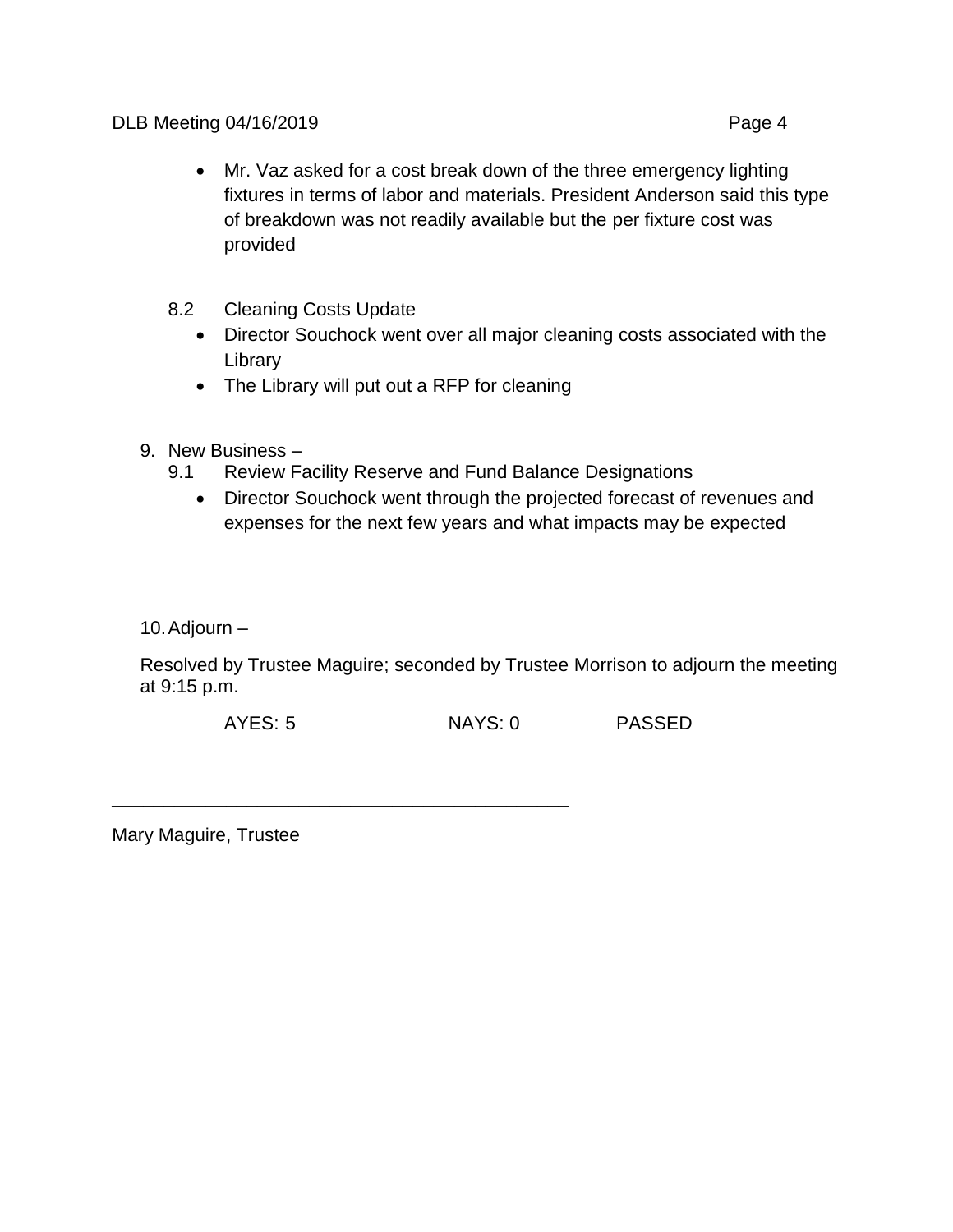- Mr. Vaz asked for a cost break down of the three emergency lighting fixtures in terms of labor and materials. President Anderson said this type of breakdown was not readily available but the per fixture cost was provided

8.2 Cleaning Costs Update

- Director Souchock went over all major cleaning costs associated with the Library
- The Library will put out a RFP for cleaning

9. New Business –

9.1 Review Facility Reserve and Fund Balance Designations

- Director Souchock went through the projected forecast of revenues and expenses for the next few years and what impacts may be expected

10. Adjourn –

Resolved by Trustee Maguire; seconded by Trustee Morrison to adjourn the meeting at 9:15 p.m.

AYES: 5 NAYS: 0 PASSED

\_\_\_\_\_\_\_\_\_\_\_\_\_\_\_\_\_\_\_\_\_\_\_\_\_\_\_\_\_\_\_\_\_\_\_\_\_\_\_\_\_\_\_\_

Mary Maguire, Trustee